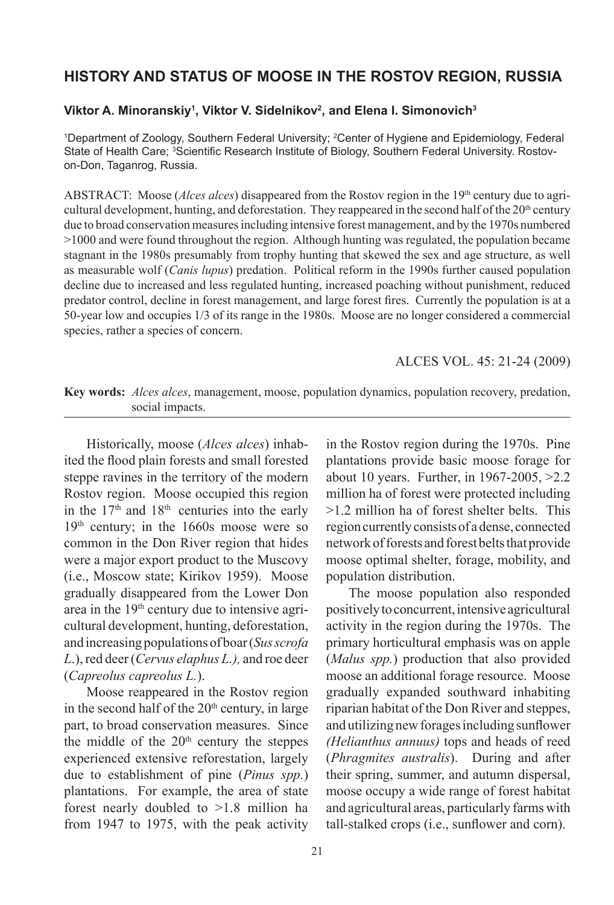# HISTORY AND STATUS OF MOOSE IN THE ROSTOV REGION, RUSSIA

**Viktor A. Minoranskiy[1], Viktor V. Sidelnikov[2], and Elena I. Simonovich[3]**

[1]Department of Zoology, Southern Federal University; [2]Center of Hygiene and Epidemiology, Federal State of Health Care; [3]Scientific Research Institute of Biology, Southern Federal University. Rostov-on-Don, Taganrog, Russia.

ABSTRACT: Moose (*Alces alces*) disappeared from the Rostov region in the 19th century due to agricultural development, hunting, and deforestation. They reappeared in the second half of the 20th century due to broad conservation measures including intensive forest management, and by the 1970s numbered >1000 and were found throughout the region. Although hunting was regulated, the population became stagnant in the 1980s presumably from trophy hunting that skewed the sex and age structure, as well as measurable wolf (*Canis lupus*) predation. Political reform in the 1990s further caused population decline due to increased and less regulated hunting, increased poaching without punishment, reduced predator control, decline in forest management, and large forest fires. Currently the population is at a 50-year low and occupies 1/3 of its range in the 1980s. Moose are no longer considered a commercial species, rather a species of concern.

ALCES VOL. 45: 21-24 (2009)

**Key words:** *Alces alces*, management, moose, population dynamics, population recovery, predation, social impacts.

Historically, moose (*Alces alces*) inhabited the flood plain forests and small forested steppe ravines in the territory of the modern Rostov region. Moose occupied this region in the 17th and 18th centuries into the early 19th century; in the 1660s moose were so common in the Don River region that hides were a major export product to the Muscovy (i.e., Moscow state; Kirikov 1959). Moose gradually disappeared from the Lower Don area in the 19th century due to intensive agricultural development, hunting, deforestation, and increasing populations of boar (*Sus scrofa L.*), red deer (*Cervus elaphus L.),* and roe deer (*Capreolus capreolus L.*).

Moose reappeared in the Rostov region in the second half of the 20th century, in large part, to broad conservation measures. Since the middle of the 20th century the steppes experienced extensive reforestation, largely due to establishment of pine (*Pinus spp.*) plantations. For example, the area of state forest nearly doubled to >1.8 million ha from 1947 to 1975, with the peak activity in the Rostov region during the 1970s. Pine plantations provide basic moose forage for about 10 years. Further, in 1967-2005, >2.2 million ha of forest were protected including >1.2 million ha of forest shelter belts. This region currently consists of a dense, connected network of forests and forest belts that provide moose optimal shelter, forage, mobility, and population distribution.

The moose population also responded positively to concurrent, intensive agricultural activity in the region during the 1970s. The primary horticultural emphasis was on apple (*Malus spp.*) production that also provided moose an additional forage resource. Moose gradually expanded southward inhabiting riparian habitat of the Don River and steppes, and utilizing new forages including sunflower *(Helianthus annuus)* tops and heads of reed (*Phragmites australis*). During and after their spring, summer, and autumn dispersal, moose occupy a wide range of forest habitat and agricultural areas, particularly farms with tall-stalked crops (i.e., sunflower and corn).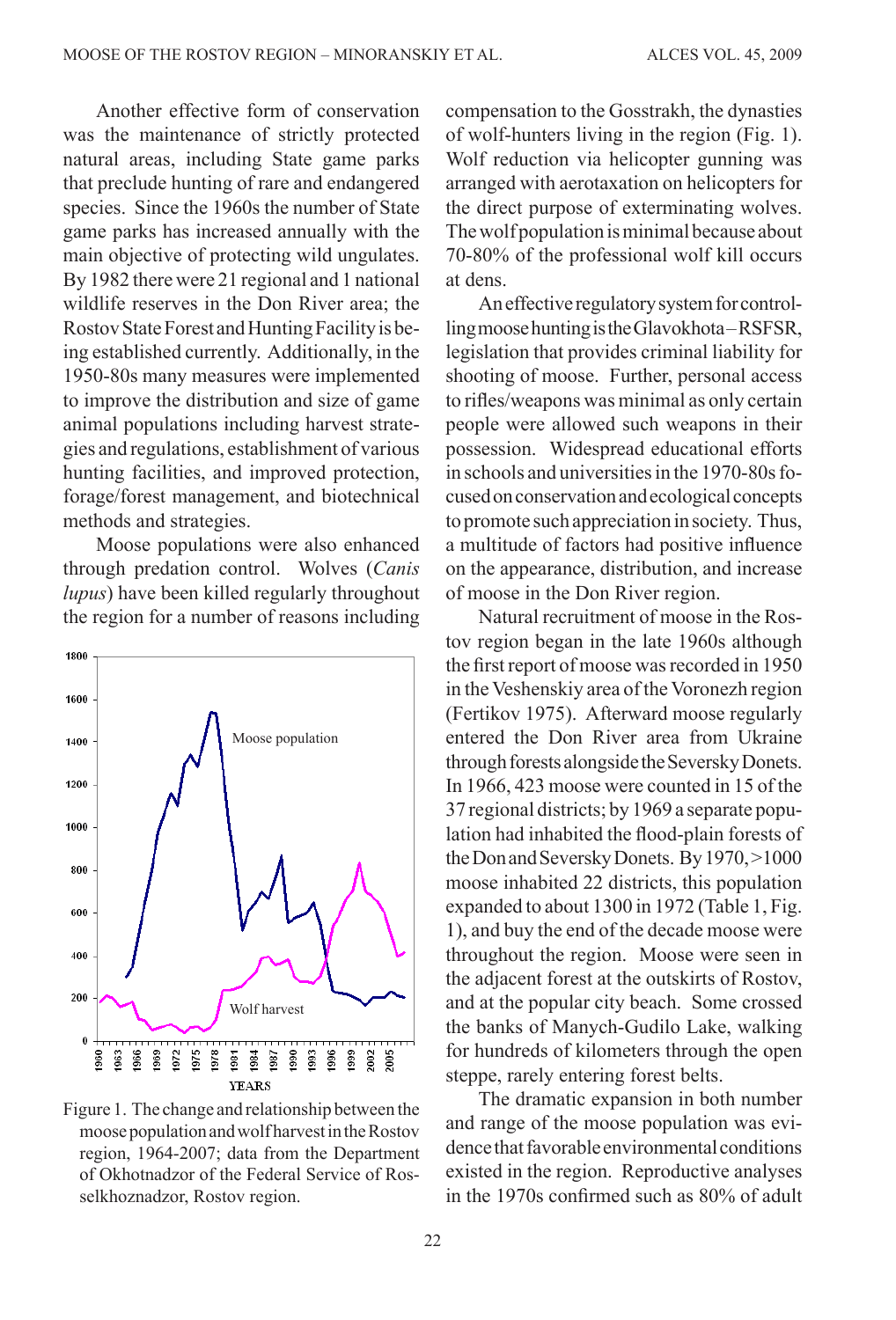Another effective form of conservation was the maintenance of strictly protected natural areas, including State game parks that preclude hunting of rare and endangered species. Since the 1960s the number of State game parks has increased annually with the main objective of protecting wild ungulates. By 1982 there were 21 regional and 1 national wildlife reserves in the Don River area; the Rostov State Forest and Hunting Facility is being established currently. Additionally, in the 1950-80s many measures were implemented to improve the distribution and size of game animal populations including harvest strategies and regulations, establishment of various hunting facilities, and improved protection, forage/forest management, and biotechnical methods and strategies.

Moose populations were also enhanced through predation control. Wolves (*Canis lupus*) have been killed regularly throughout the region for a number of reasons including compensation to the Gosstrakh, the dynasties of wolf-hunters living in the region (Fig. 1). Wolf reduction via helicopter gunning was arranged with aerotaxation on helicopters for the direct purpose of exterminating wolves. The wolf population is minimal because about 70-80% of the professional wolf kill occurs at dens.

Figure 1. The change and relationship between the moose population and wolf harvest in the Rostov region, 1964-2007; data from the Department of Okhotnadzor of the Federal Service of Rosselkhoznadzor, Rostov region.

An effective regulatory system for controlling moose hunting is the Glavokhota – RSFSR, legislation that provides criminal liability for shooting of moose. Further, personal access to rifles/weapons was minimal as only certain people were allowed such weapons in their possession. Widespread educational efforts in schools and universities in the 1970-80s focused on conservation and ecological concepts to promote such appreciation in society. Thus, a multitude of factors had positive influence on the appearance, distribution, and increase of moose in the Don River region.

Natural recruitment of moose in the Rostov region began in the late 1960s although the first report of moose was recorded in 1950 in the Veshenskiy area of the Voronezh region (Fertikov 1975). Afterward moose regularly entered the Don River area from Ukraine through forests alongside the Seversky Donets. In 1966, 423 moose were counted in 15 of the 37 regional districts; by 1969 a separate population had inhabited the flood-plain forests of the Don and Seversky Donets. By 1970, >1000 moose inhabited 22 districts, this population expanded to about 1300 in 1972 (Table 1, Fig. 1), and buy the end of the decade moose were throughout the region. Moose were seen in the adjacent forest at the outskirts of Rostov, and at the popular city beach. Some crossed the banks of Manych-Gudilo Lake, walking for hundreds of kilometers through the open steppe, rarely entering forest belts.

The dramatic expansion in both number and range of the moose population was evidence that favorable environmental conditions existed in the region. Reproductive analyses in the 1970s confirmed such as 80% of adult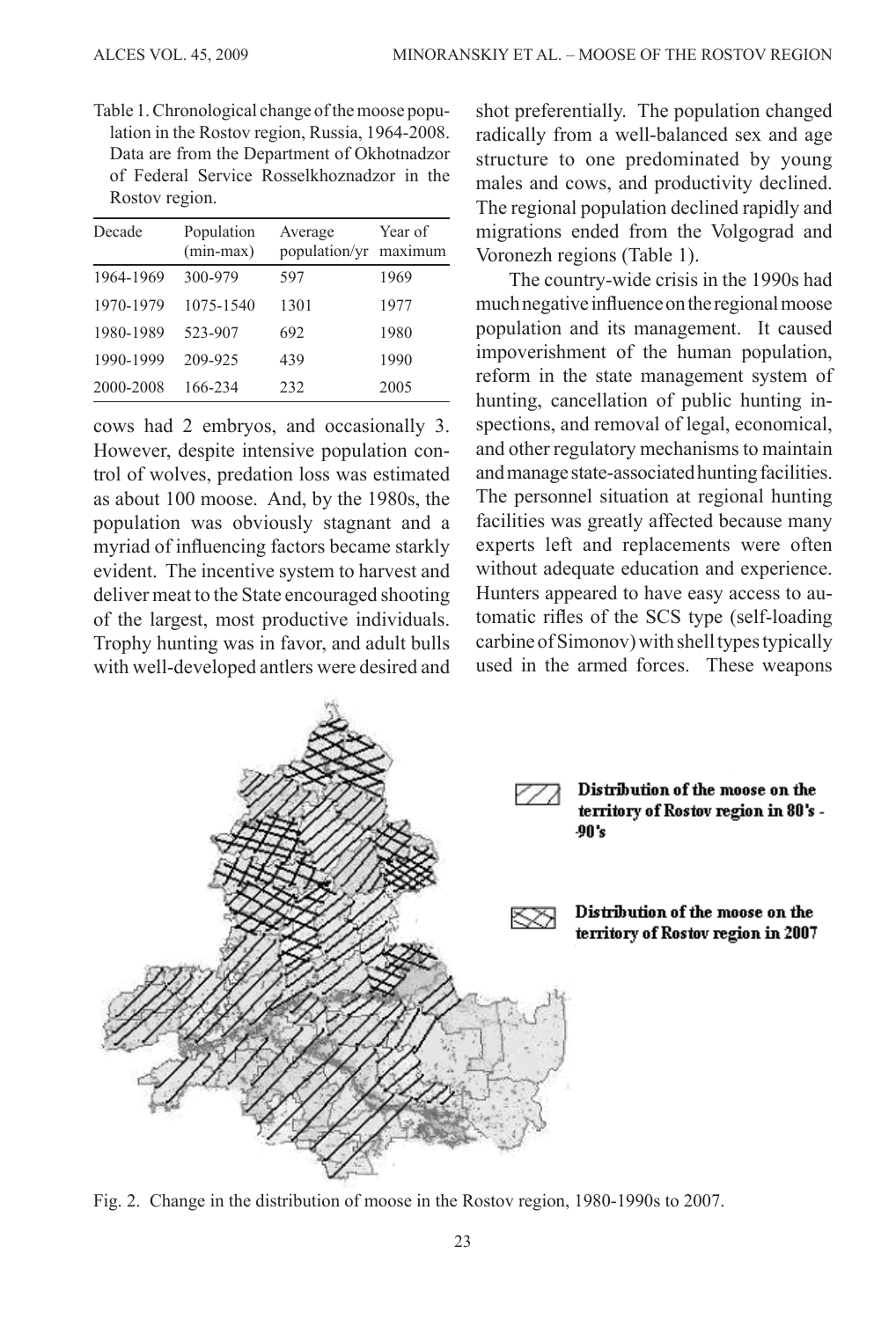Table 1. Chronological change of the moose population in the Rostov region, Russia, 1964-2008. Data are from the Department of Okhotnadzor of Federal Service Rosselkhoznadzor in the Rostov region.

| Decade | Population (min-max) | Average population/yr | Year of maximum |
|---|---|---|---|
| 1964-1969 | 300-979 | 597 | 1969 |
| 1970-1979 | 1075-1540 | 1301 | 1977 |
| 1980-1989 | 523-907 | 692 | 1980 |
| 1990-1999 | 209-925 | 439 | 1990 |
| 2000-2008 | 166-234 | 232 | 2005 |

cows had 2 embryos, and occasionally 3. However, despite intensive population control of wolves, predation loss was estimated as about 100 moose. And, by the 1980s, the population was obviously stagnant and a myriad of influencing factors became starkly evident. The incentive system to harvest and deliver meat to the State encouraged shooting of the largest, most productive individuals. Trophy hunting was in favor, and adult bulls with well-developed antlers were desired and shot preferentially. The population changed radically from a well-balanced sex and age structure to one predominated by young males and cows, and productivity declined. The regional population declined rapidly and migrations ended from the Volgograd and Voronezh regions (Table 1).

The country-wide crisis in the 1990s had much negative influence on the regional moose population and its management. It caused impoverishment of the human population, reform in the state management system of hunting, cancellation of public hunting inspections, and removal of legal, economical, and other regulatory mechanisms to maintain and manage state-associated hunting facilities. The personnel situation at regional hunting facilities was greatly affected because many experts left and replacements were often without adequate education and experience. Hunters appeared to have easy access to automatic rifles of the SCS type (self-loading carbine of Simonov) with shell types typically used in the armed forces. These weapons

Fig. 2. Change in the distribution of moose in the Rostov region, 1980-1990s to 2007.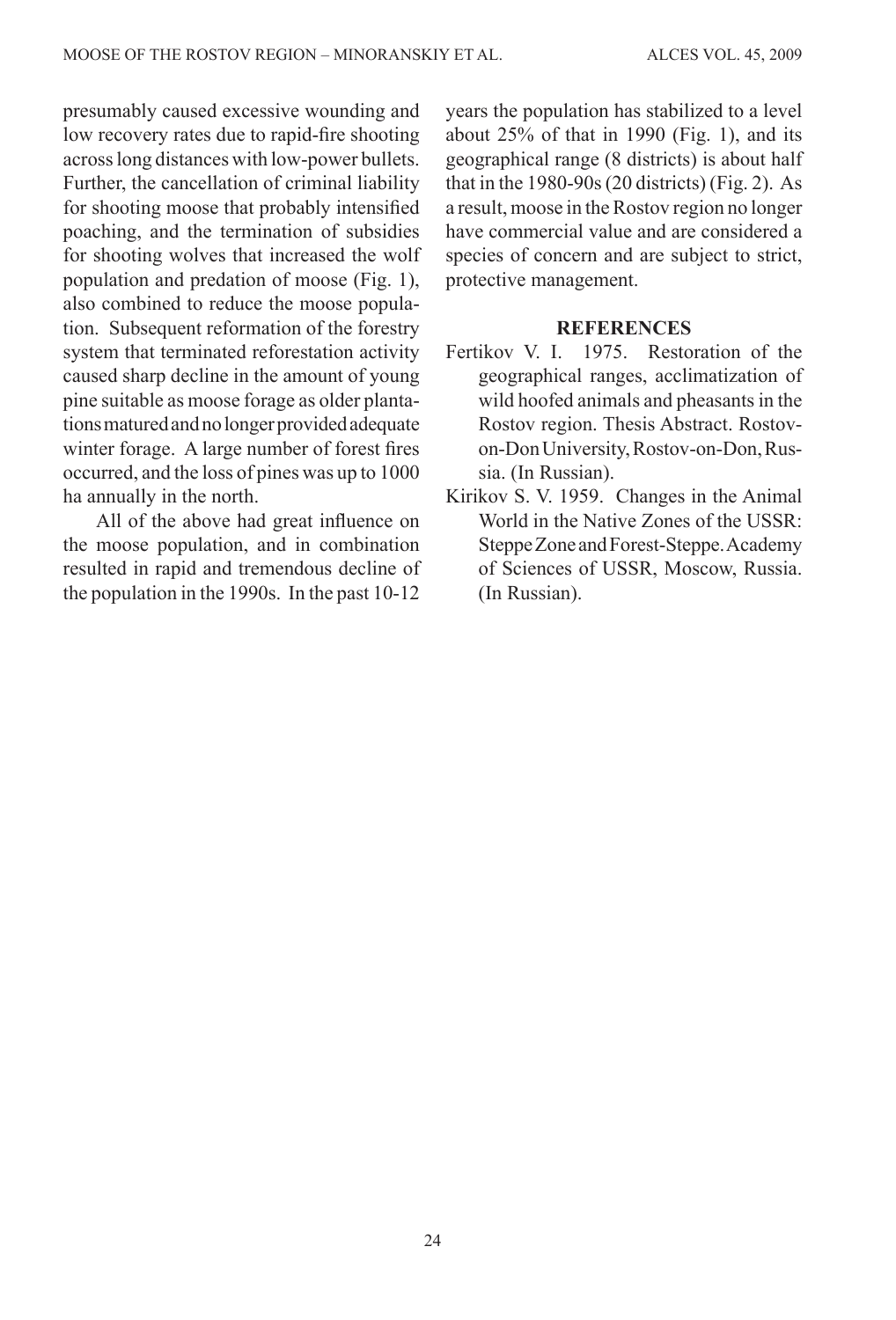presumably caused excessive wounding and low recovery rates due to rapid-fire shooting across long distances with low-power bullets. Further, the cancellation of criminal liability for shooting moose that probably intensified poaching, and the termination of subsidies for shooting wolves that increased the wolf population and predation of moose (Fig. 1), also combined to reduce the moose population. Subsequent reformation of the forestry system that terminated reforestation activity caused sharp decline in the amount of young pine suitable as moose forage as older plantations matured and no longer provided adequate winter forage. A large number of forest fires occurred, and the loss of pines was up to 1000 ha annually in the north.

All of the above had great influence on the moose population, and in combination resulted in rapid and tremendous decline of the population in the 1990s. In the past 10-12 years the population has stabilized to a level about 25% of that in 1990 (Fig. 1), and its geographical range (8 districts) is about half that in the 1980-90s (20 districts) (Fig. 2). As a result, moose in the Rostov region no longer have commercial value and are considered a species of concern and are subject to strict, protective management.

## REFERENCES

Fertikov V. I. 1975. Restoration of the geographical ranges, acclimatization of wild hoofed animals and pheasants in the Rostov region. Thesis Abstract. Rostov-on-Don University, Rostov-on-Don, Russia. (In Russian).

Kirikov S. V. 1959. Changes in the Animal World in the Native Zones of the USSR: Steppe Zone and Forest-Steppe. Academy of Sciences of USSR, Moscow, Russia. (In Russian).